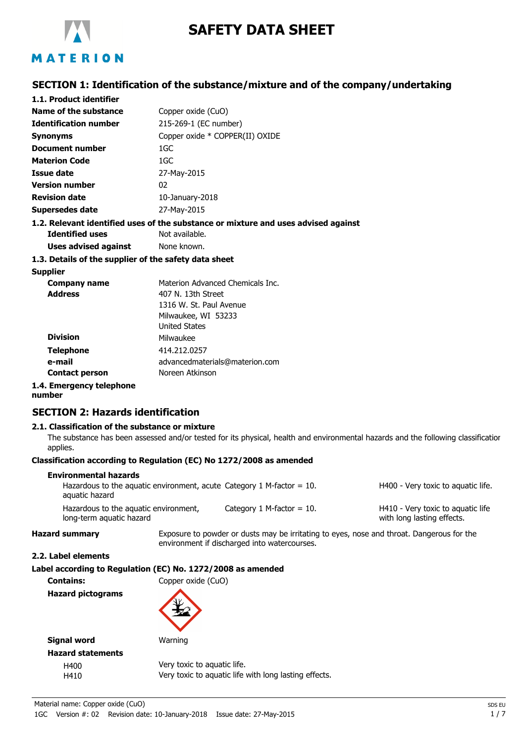# SAFETY DATA SHEET

## SECTION 1: Identification of the substance/mixture and of the company/undertaking

### 1.1. Product identifier

| | |
|---|---|
| **Name of the substance** | Copper oxide (CuO) |
| **Identification number** | 215-269-1 (EC number) |
| **Synonyms** | Copper oxide * COPPER(II) OXIDE |
| **Document number** | 1GC |
| **Materion Code** | 1GC |
| **Issue date** | 27-May-2015 |
| **Version number** | 02 |
| **Revision date** | 10-January-2018 |
| **Supersedes date** | 27-May-2015 |

### 1.2. Relevant identified uses of the substance or mixture and uses advised against

| | |
|---|---|
| **Identified uses** | Not available. |
| **Uses advised against** | None known. |

### 1.3. Details of the supplier of the safety data sheet

**Supplier**

| | |
|---|---|
| **Company name** | Materion Advanced Chemicals Inc. |
| **Address** | 407 N. 13th Street<br>1316 W. St. Paul Avenue<br>Milwaukee, WI 53233<br>United States |
| **Division** | Milwaukee |
| **Telephone** | 414.212.0257 |
| **e-mail** | advancedmaterials@materion.com |
| **Contact person** | Noreen Atkinson |

### 1.4. Emergency telephone number

## SECTION 2: Hazards identification

### 2.1. Classification of the substance or mixture

The substance has been assessed and/or tested for its physical, health and environmental hazards and the following classification applies.

**Classification according to Regulation (EC) No 1272/2008 as amended**

**Environmental hazards**

| | | |
|---|---|---|
| Hazardous to the aquatic environment, acute aquatic hazard | Category 1 M-factor = 10. | H400 - Very toxic to aquatic life. |
| Hazardous to the aquatic environment, long-term aquatic hazard | Category 1 M-factor = 10. | H410 - Very toxic to aquatic life with long lasting effects. |

**Hazard summary** Exposure to powder or dusts may be irritating to eyes, nose and throat. Dangerous for the environment if discharged into watercourses.

### 2.2. Label elements

**Label according to Regulation (EC) No. 1272/2008 as amended**

**Contains:** Copper oxide (CuO)

**Hazard pictograms**

**Signal word** Warning

**Hazard statements**

| | |
|---|---|
| H400 | Very toxic to aquatic life. |
| H410 | Very toxic to aquatic life with long lasting effects. |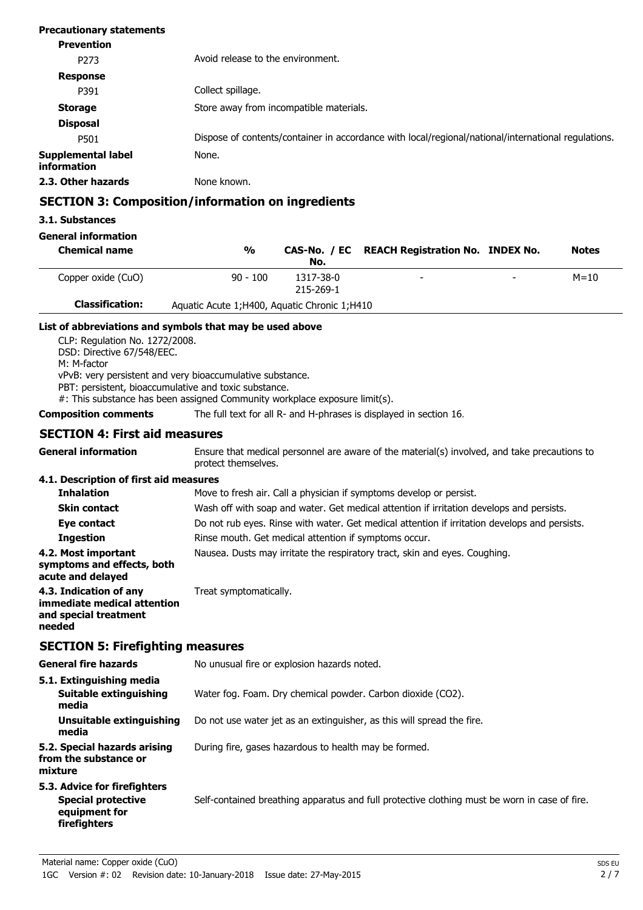**Precautionary statements**

**Prevention**

| | |
|---|---|
| P273 | Avoid release to the environment. |

**Response**

| | |
|---|---|
| P391 | Collect spillage. |

**Storage**

Store away from incompatible materials.

**Disposal**

| | |
|---|---|
| P501 | Dispose of contents/container in accordance with local/regional/national/international regulations. |

**Supplemental label information** None.

**2.3. Other hazards** None known.

## SECTION 3: Composition/information on ingredients

### 3.1. Substances

**General information**

| Chemical name | % | CAS-No. / EC No. | REACH Registration No. | INDEX No. | Notes |
|---|---|---|---|---|---|
| Copper oxide (CuO) | 90 - 100 | 1317-38-0<br>215-269-1 | - | - | M=10 |
| **Classification:** | Aquatic Acute 1;H400, Aquatic Chronic 1;H410 | | | | |

**List of abbreviations and symbols that may be used above**

CLP: Regulation No. 1272/2008.
DSD: Directive 67/548/EEC.
M: M-factor
vPvB: very persistent and very bioaccumulative substance.
PBT: persistent, bioaccumulative and toxic substance.
#: This substance has been assigned Community workplace exposure limit(s).

**Composition comments** The full text for all R- and H-phrases is displayed in section 16.

## SECTION 4: First aid measures

**General information** Ensure that medical personnel are aware of the material(s) involved, and take precautions to protect themselves.

### 4.1. Description of first aid measures

**Inhalation** Move to fresh air. Call a physician if symptoms develop or persist.

**Skin contact** Wash off with soap and water. Get medical attention if irritation develops and persists.

**Eye contact** Do not rub eyes. Rinse with water. Get medical attention if irritation develops and persists.

**Ingestion** Rinse mouth. Get medical attention if symptoms occur.

**4.2. Most important symptoms and effects, both acute and delayed** Nausea. Dusts may irritate the respiratory tract, skin and eyes. Coughing.

**4.3. Indication of any immediate medical attention and special treatment needed** Treat symptomatically.

## SECTION 5: Firefighting measures

**General fire hazards** No unusual fire or explosion hazards noted.

### 5.1. Extinguishing media

**Suitable extinguishing media** Water fog. Foam. Dry chemical powder. Carbon dioxide ($CO_2$).

**Unsuitable extinguishing media** Do not use water jet as an extinguisher, as this will spread the fire.

**5.2. Special hazards arising from the substance or mixture** During fire, gases hazardous to health may be formed.

### 5.3. Advice for firefighters

**Special protective equipment for firefighters** Self-contained breathing apparatus and full protective clothing must be worn in case of fire.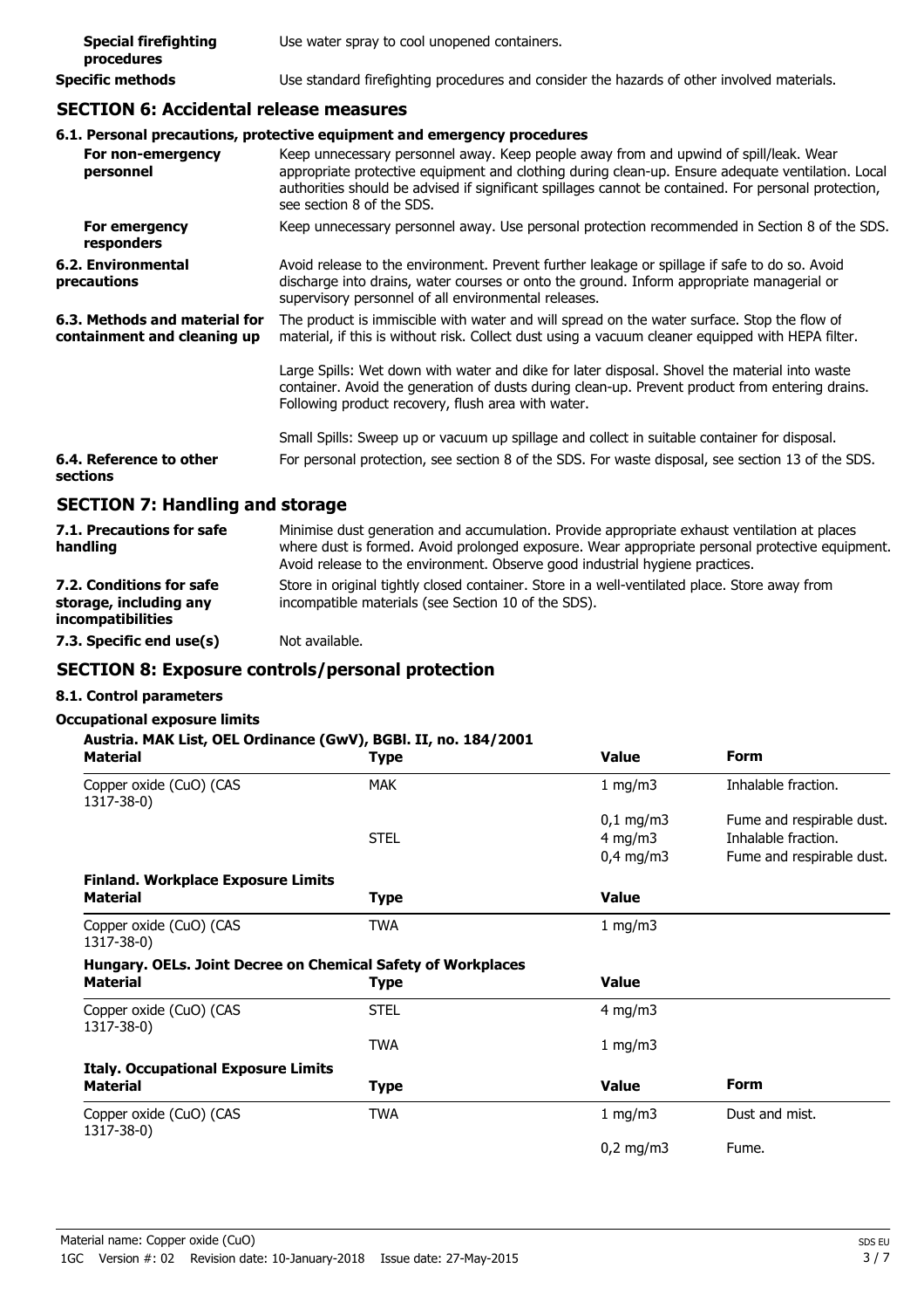| | |
|---|---|
| **Special firefighting procedures** | Use water spray to cool unopened containers. |
| **Specific methods** | Use standard firefighting procedures and consider the hazards of other involved materials. |

## SECTION 6: Accidental release measures

### 6.1. Personal precautions, protective equipment and emergency procedures

| | |
|---|---|
| **For non-emergency personnel** | Keep unnecessary personnel away. Keep people away from and upwind of spill/leak. Wear appropriate protective equipment and clothing during clean-up. Ensure adequate ventilation. Local authorities should be advised if significant spillages cannot be contained. For personal protection, see section 8 of the SDS. |
| **For emergency responders** | Keep unnecessary personnel away. Use personal protection recommended in Section 8 of the SDS. |
| **6.2. Environmental precautions** | Avoid release to the environment. Prevent further leakage or spillage if safe to do so. Avoid discharge into drains, water courses or onto the ground. Inform appropriate managerial or supervisory personnel of all environmental releases. |
| **6.3. Methods and material for containment and cleaning up** | The product is immiscible with water and will spread on the water surface. Stop the flow of material, if this is without risk. Collect dust using a vacuum cleaner equipped with HEPA filter.<br><br>Large Spills: Wet down with water and dike for later disposal. Shovel the material into waste container. Avoid the generation of dusts during clean-up. Prevent product from entering drains. Following product recovery, flush area with water.<br><br>Small Spills: Sweep up or vacuum up spillage and collect in suitable container for disposal. |
| **6.4. Reference to other sections** | For personal protection, see section 8 of the SDS. For waste disposal, see section 13 of the SDS. |

## SECTION 7: Handling and storage

| | |
|---|---|
| **7.1. Precautions for safe handling** | Minimise dust generation and accumulation. Provide appropriate exhaust ventilation at places where dust is formed. Avoid prolonged exposure. Wear appropriate personal protective equipment. Avoid release to the environment. Observe good industrial hygiene practices. |
| **7.2. Conditions for safe storage, including any incompatibilities** | Store in original tightly closed container. Store in a well-ventilated place. Store away from incompatible materials (see Section 10 of the SDS). |
| **7.3. Specific end use(s)** | Not available. |

## SECTION 8: Exposure controls/personal protection

### 8.1. Control parameters

**Occupational exposure limits**

**Austria. MAK List, OEL Ordinance (GwV), BGBl. II, no. 184/2001**

| Material | Type | Value | Form |
|---|---|---|---|
| Copper oxide (CuO) (CAS 1317-38-0) | MAK | 1 mg/m3 | Inhalable fraction. |
| | | 0,1 mg/m3 | Fume and respirable dust. |
| | STEL | 4 mg/m3 | Inhalable fraction. |
| | | 0,4 mg/m3 | Fume and respirable dust. |

**Finland. Workplace Exposure Limits**

| Material | Type | Value |
|---|---|---|
| Copper oxide (CuO) (CAS 1317-38-0) | TWA | 1 mg/m3 |

**Hungary. OELs. Joint Decree on Chemical Safety of Workplaces**

| Material | Type | Value |
|---|---|---|
| Copper oxide (CuO) (CAS 1317-38-0) | STEL | 4 mg/m3 |
| | TWA | 1 mg/m3 |

**Italy. Occupational Exposure Limits**

| Material | Type | Value | Form |
|---|---|---|---|
| Copper oxide (CuO) (CAS 1317-38-0) | TWA | 1 mg/m3 | Dust and mist. |
| | | 0,2 mg/m3 | Fume. |

Material name: Copper oxide (CuO)
1GC Version #: 02 Revision date: 10-January-2018 Issue date: 27-May-2015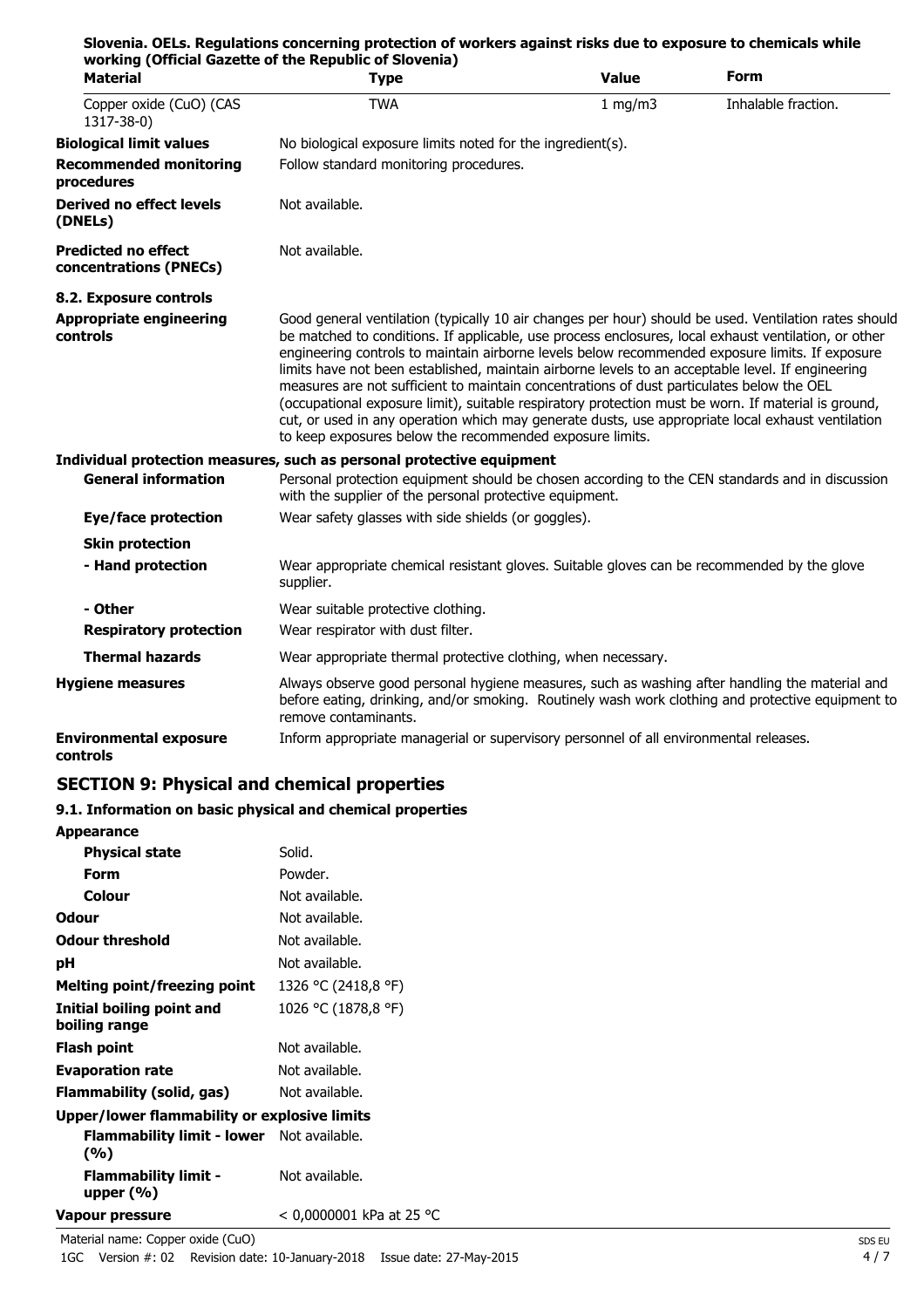**Slovenia. OELs. Regulations concerning protection of workers against risks due to exposure to chemicals while working (Official Gazette of the Republic of Slovenia)**

| Material | Type | Value | Form |
|---|---|---|---|
| Copper oxide (CuO) (CAS 1317-38-0) | TWA | 1 mg/m3 | Inhalable fraction. |

**Biological limit values** No biological exposure limits noted for the ingredient(s).

**Recommended monitoring procedures** Follow standard monitoring procedures.

**Derived no effect levels (DNELs)** Not available.

**Predicted no effect concentrations (PNECs)** Not available.

**8.2. Exposure controls**

**Appropriate engineering controls** Good general ventilation (typically 10 air changes per hour) should be used. Ventilation rates should be matched to conditions. If applicable, use process enclosures, local exhaust ventilation, or other engineering controls to maintain airborne levels below recommended exposure limits. If exposure limits have not been established, maintain airborne levels to an acceptable level. If engineering measures are not sufficient to maintain concentrations of dust particulates below the OEL (occupational exposure limit), suitable respiratory protection must be worn. If material is ground, cut, or used in any operation which may generate dusts, use appropriate local exhaust ventilation to keep exposures below the recommended exposure limits.

**Individual protection measures, such as personal protective equipment**

**General information** Personal protection equipment should be chosen according to the CEN standards and in discussion with the supplier of the personal protective equipment.

**Eye/face protection** Wear safety glasses with side shields (or goggles).

**Skin protection**

**- Hand protection** Wear appropriate chemical resistant gloves. Suitable gloves can be recommended by the glove supplier.

**- Other** Wear suitable protective clothing.

**Respiratory protection** Wear respirator with dust filter.

**Thermal hazards** Wear appropriate thermal protective clothing, when necessary.

**Hygiene measures** Always observe good personal hygiene measures, such as washing after handling the material and before eating, drinking, and/or smoking. Routinely wash work clothing and protective equipment to remove contaminants.

**Environmental exposure controls** Inform appropriate managerial or supervisory personnel of all environmental releases.

## SECTION 9: Physical and chemical properties

### 9.1. Information on basic physical and chemical properties

**Appearance**

| | |
|---|---|
| **Physical state** | Solid. |
| **Form** | Powder. |
| **Colour** | Not available. |
| **Odour** | Not available. |
| **Odour threshold** | Not available. |
| **pH** | Not available. |
| **Melting point/freezing point** | 1326 °C (2418,8 °F) |
| **Initial boiling point and boiling range** | 1026 °C (1878,8 °F) |
| **Flash point** | Not available. |
| **Evaporation rate** | Not available. |
| **Flammability (solid, gas)** | Not available. |
| **Upper/lower flammability or explosive limits** | |
| **Flammability limit - lower (%)** | Not available. |
| **Flammability limit - upper (%)** | Not available. |
| **Vapour pressure** | < 0,0000001 kPa at 25 °C |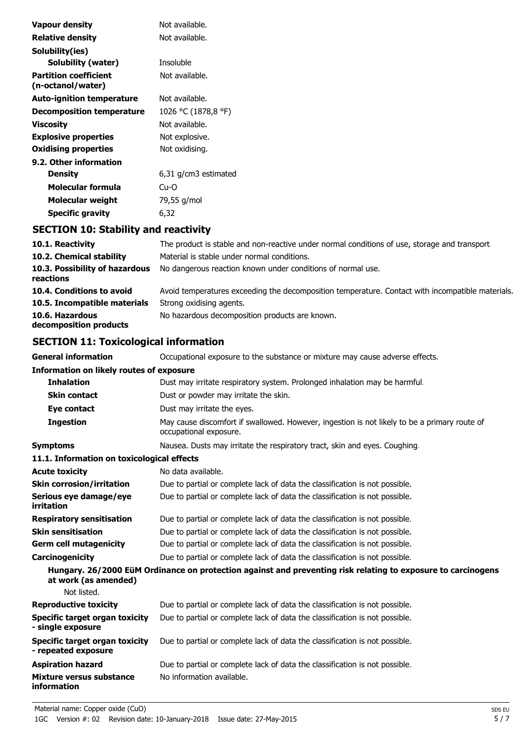| | |
|---|---|
| **Vapour density** | Not available. |
| **Relative density** | Not available. |
| **Solubility(ies)** | |
| **Solubility (water)** | Insoluble |
| **Partition coefficient (n-octanol/water)** | Not available. |
| **Auto-ignition temperature** | Not available. |
| **Decomposition temperature** | 1026 °C (1878,8 °F) |
| **Viscosity** | Not available. |
| **Explosive properties** | Not explosive. |
| **Oxidising properties** | Not oxidising. |
| **9.2. Other information** | |
| **Density** | 6,31 g/cm3 estimated |
| **Molecular formula** | Cu-O |
| **Molecular weight** | 79,55 g/mol |
| **Specific gravity** | 6,32 |

## SECTION 10: Stability and reactivity

| | |
|---|---|
| **10.1. Reactivity** | The product is stable and non-reactive under normal conditions of use, storage and transport. |
| **10.2. Chemical stability** | Material is stable under normal conditions. |
| **10.3. Possibility of hazardous reactions** | No dangerous reaction known under conditions of normal use. |
| **10.4. Conditions to avoid** | Avoid temperatures exceeding the decomposition temperature. Contact with incompatible materials. |
| **10.5. Incompatible materials** | Strong oxidising agents. |
| **10.6. Hazardous decomposition products** | No hazardous decomposition products are known. |

## SECTION 11: Toxicological information

| | |
|---|---|
| **General information** | Occupational exposure to the substance or mixture may cause adverse effects. |
| **Information on likely routes of exposure** | |
| **Inhalation** | Dust may irritate respiratory system. Prolonged inhalation may be harmful. |
| **Skin contact** | Dust or powder may irritate the skin. |
| **Eye contact** | Dust may irritate the eyes. |
| **Ingestion** | May cause discomfort if swallowed. However, ingestion is not likely to be a primary route of occupational exposure. |
| **Symptoms** | Nausea. Dusts may irritate the respiratory tract, skin and eyes. Coughing. |

**11.1. Information on toxicological effects**

| | |
|---|---|
| **Acute toxicity** | No data available. |
| **Skin corrosion/irritation** | Due to partial or complete lack of data the classification is not possible. |
| **Serious eye damage/eye irritation** | Due to partial or complete lack of data the classification is not possible. |
| **Respiratory sensitisation** | Due to partial or complete lack of data the classification is not possible. |
| **Skin sensitisation** | Due to partial or complete lack of data the classification is not possible. |
| **Germ cell mutagenicity** | Due to partial or complete lack of data the classification is not possible. |
| **Carcinogenicity** | Due to partial or complete lack of data the classification is not possible. |

**Hungary. 26/2000 EüM Ordinance on protection against and preventing risk relating to exposure to carcinogens at work (as amended)**

Not listed.

| | |
|---|---|
| **Reproductive toxicity** | Due to partial or complete lack of data the classification is not possible. |
| **Specific target organ toxicity - single exposure** | Due to partial or complete lack of data the classification is not possible. |
| **Specific target organ toxicity - repeated exposure** | Due to partial or complete lack of data the classification is not possible. |
| **Aspiration hazard** | Due to partial or complete lack of data the classification is not possible. |
| **Mixture versus substance information** | No information available. |

Material name: Copper oxide (CuO)
1GC Version #: 02 Revision date: 10-January-2018 Issue date: 27-May-2015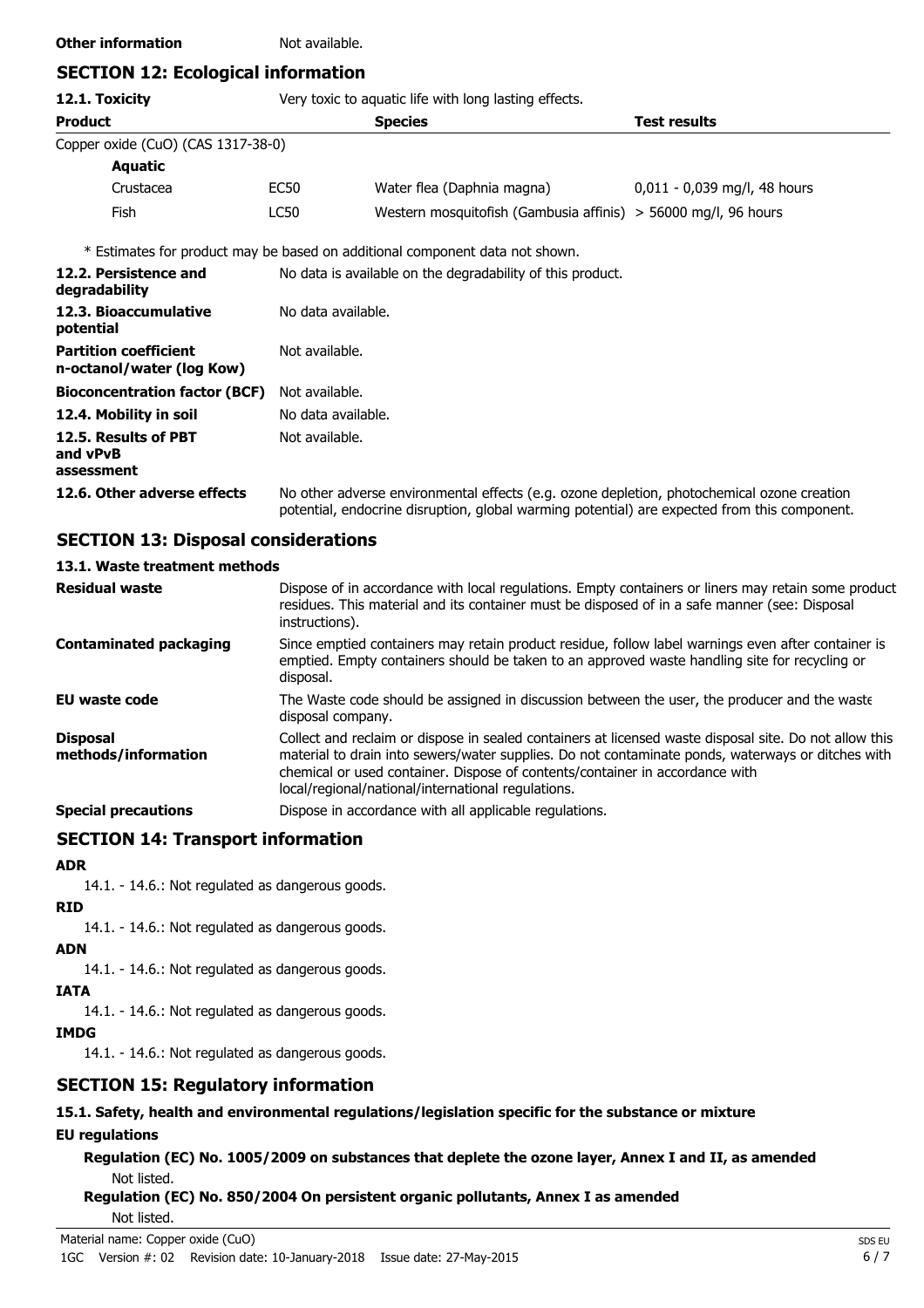**Other information** Not available.

## SECTION 12: Ecological information

**12.1. Toxicity** Very toxic to aquatic life with long lasting effects.

| Product | | Species | Test results |
|---|---|---|---|
| Copper oxide (CuO) (CAS 1317-38-0) | | | |
| **Aquatic** | | | |
| Crustacea | EC50 | Water flea (Daphnia magna) | 0,011 - 0,039 mg/l, 48 hours |
| Fish | LC50 | Western mosquitofish (Gambusia affinis) | > 56000 mg/l, 96 hours |

\* Estimates for product may be based on additional component data not shown.

| | |
|---|---|
| **12.2. Persistence and degradability** | No data is available on the degradability of this product. |
| **12.3. Bioaccumulative potential** | No data available. |
| **Partition coefficient n-octanol/water (log Kow)** | Not available. |
| **Bioconcentration factor (BCF)** | Not available. |
| **12.4. Mobility in soil** | No data available. |
| **12.5. Results of PBT and vPvB assessment** | Not available. |
| **12.6. Other adverse effects** | No other adverse environmental effects (e.g. ozone depletion, photochemical ozone creation potential, endocrine disruption, global warming potential) are expected from this component. |

## SECTION 13: Disposal considerations

**13.1. Waste treatment methods**

| | |
|---|---|
| **Residual waste** | Dispose of in accordance with local regulations. Empty containers or liners may retain some product residues. This material and its container must be disposed of in a safe manner (see: Disposal instructions). |
| **Contaminated packaging** | Since emptied containers may retain product residue, follow label warnings even after container is emptied. Empty containers should be taken to an approved waste handling site for recycling or disposal. |
| **EU waste code** | The Waste code should be assigned in discussion between the user, the producer and the waste disposal company. |
| **Disposal methods/information** | Collect and reclaim or dispose in sealed containers at licensed waste disposal site. Do not allow this material to drain into sewers/water supplies. Do not contaminate ponds, waterways or ditches with chemical or used container. Dispose of contents/container in accordance with local/regional/national/international regulations. |
| **Special precautions** | Dispose in accordance with all applicable regulations. |

## SECTION 14: Transport information

**ADR**

14.1. - 14.6.: Not regulated as dangerous goods.

**RID**

14.1. - 14.6.: Not regulated as dangerous goods.

**ADN**

14.1. - 14.6.: Not regulated as dangerous goods.

**IATA**

14.1. - 14.6.: Not regulated as dangerous goods.

**IMDG**

14.1. - 14.6.: Not regulated as dangerous goods.

## SECTION 15: Regulatory information

**15.1. Safety, health and environmental regulations/legislation specific for the substance or mixture**

**EU regulations**

**Regulation (EC) No. 1005/2009 on substances that deplete the ozone layer, Annex I and II, as amended**

Not listed.

**Regulation (EC) No. 850/2004 On persistent organic pollutants, Annex I as amended**

Not listed.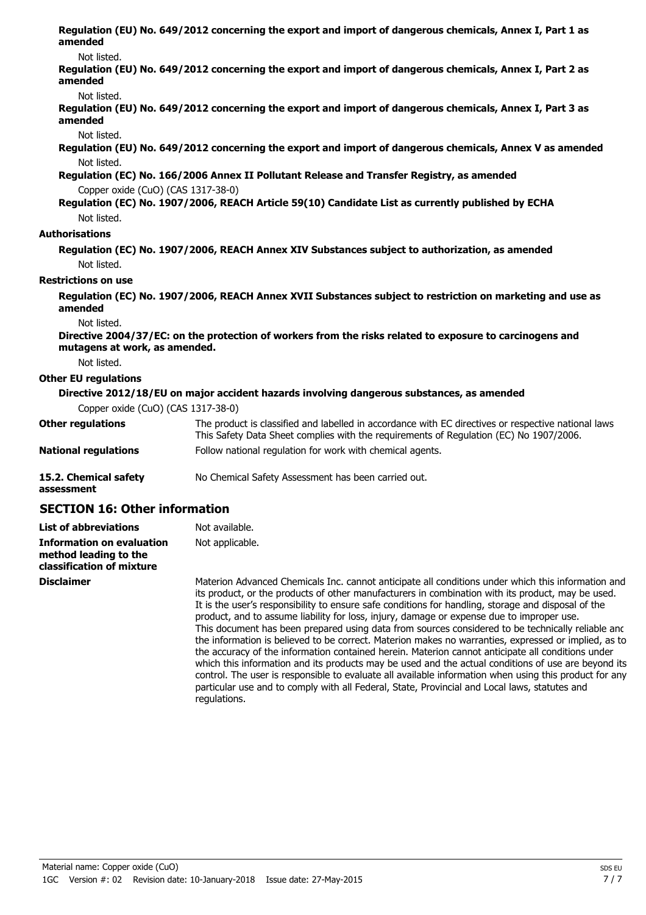**Regulation (EU) No. 649/2012 concerning the export and import of dangerous chemicals, Annex I, Part 1 as amended**

Not listed.

**Regulation (EU) No. 649/2012 concerning the export and import of dangerous chemicals, Annex I, Part 2 as amended**

Not listed.

**Regulation (EU) No. 649/2012 concerning the export and import of dangerous chemicals, Annex I, Part 3 as amended**

Not listed.

**Regulation (EU) No. 649/2012 concerning the export and import of dangerous chemicals, Annex V as amended**

Not listed.

**Regulation (EC) No. 166/2006 Annex II Pollutant Release and Transfer Registry, as amended**

Copper oxide (CuO) (CAS 1317-38-0)

**Regulation (EC) No. 1907/2006, REACH Article 59(10) Candidate List as currently published by ECHA**

Not listed.

**Authorisations**

**Regulation (EC) No. 1907/2006, REACH Annex XIV Substances subject to authorization, as amended**

Not listed.

**Restrictions on use**

**Regulation (EC) No. 1907/2006, REACH Annex XVII Substances subject to restriction on marketing and use as amended**

Not listed.

**Directive 2004/37/EC: on the protection of workers from the risks related to exposure to carcinogens and mutagens at work, as amended.**

Not listed.

**Other EU regulations**

**Directive 2012/18/EU on major accident hazards involving dangerous substances, as amended**

Copper oxide (CuO) (CAS 1317-38-0)

**Other regulations**: The product is classified and labelled in accordance with EC directives or respective national laws This Safety Data Sheet complies with the requirements of Regulation (EC) No 1907/2006.

**National regulations**: Follow national regulation for work with chemical agents.

**15.2. Chemical safety assessment**: No Chemical Safety Assessment has been carried out.

## SECTION 16: Other information

**List of abbreviations**: Not available.

**Information on evaluation method leading to the classification of mixture**: Not applicable.

**Disclaimer**: Materion Advanced Chemicals Inc. cannot anticipate all conditions under which this information and its product, or the products of other manufacturers in combination with its product, may be used. It is the user's responsibility to ensure safe conditions for handling, storage and disposal of the product, and to assume liability for loss, injury, damage or expense due to improper use. This document has been prepared using data from sources considered to be technically reliable and the information is believed to be correct. Materion makes no warranties, expressed or implied, as to the accuracy of the information contained herein. Materion cannot anticipate all conditions under which this information and its products may be used and the actual conditions of use are beyond its control. The user is responsible to evaluate all available information when using this product for any particular use and to comply with all Federal, State, Provincial and Local laws, statutes and regulations.